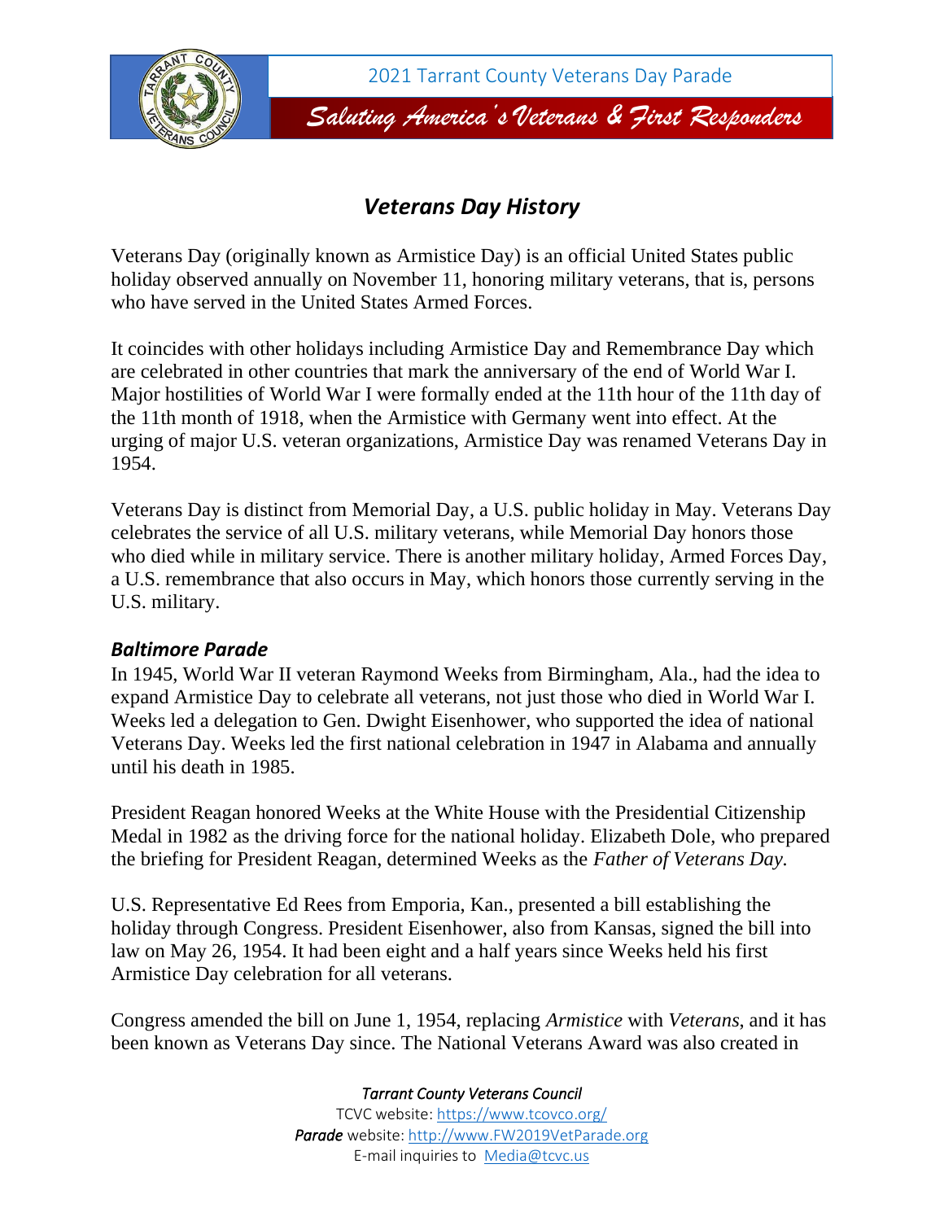# Veterans Day History

Veterans Day (originally known as Armistice Day) is an official United States public holiday observed annually on November 11, honoring military veterans, that is, persons who have served in the United States Armed Forces.

It coincides with other holidays including Armistice Day and Remembrance Day which are celebrated in other countries that mark the anniversary of the end of World War I. Major hostilities of World War I were formally ended at the 11th hour of the 11th day of the 11th month of 1918, when the Armistice with Germany went into effect. At the urging of major U.S. veteran organizations, Armistice Day was renamed Veterans Day in 1954.

Veterans Day is distinct from Memorial Day, a U.S. public holiday in May. Veterans Day celebrates the service of all U.S. military veterans, while Memorial Day honors those who died while in military service. There is another military holiday, Armed Forces Day, a U.S. remembrance that also occurs in May, which honors those currently serving in the U.S. military.

## *Baltimore Parade*

In 1945, World War II veteran Raymond Weeks from Birmingham, Ala., had the idea to expand Armistice Day to celebrate all veterans, not just those who died in World War I. Weeks led a delegation to Gen. Dwight Eisenhower, who supported the idea of national Veterans Day. Weeks led the first national celebration in 1947 in Alabama and annually until his death in 1985.

President Reagan honored Weeks at the White House with the Presidential Citizenship Medal in 1982 as the driving force for the national holiday. Elizabeth Dole, who prepared the briefing for President Reagan, determined Weeks as the *Father of Veterans Day.*

U.S. Representative Ed Rees from Emporia, Kan., presented a bill establishing the holiday through Congress. President Eisenhower, also from Kansas, signed the bill into law on May 26, 1954. It had been eight and a half years since Weeks held his first Armistice Day celebration for all veterans.

Congress amended the bill on June 1, 1954, replacing *Armistice* with *Veterans*, and it has been known as Veterans Day since. The National Veterans Award was also created in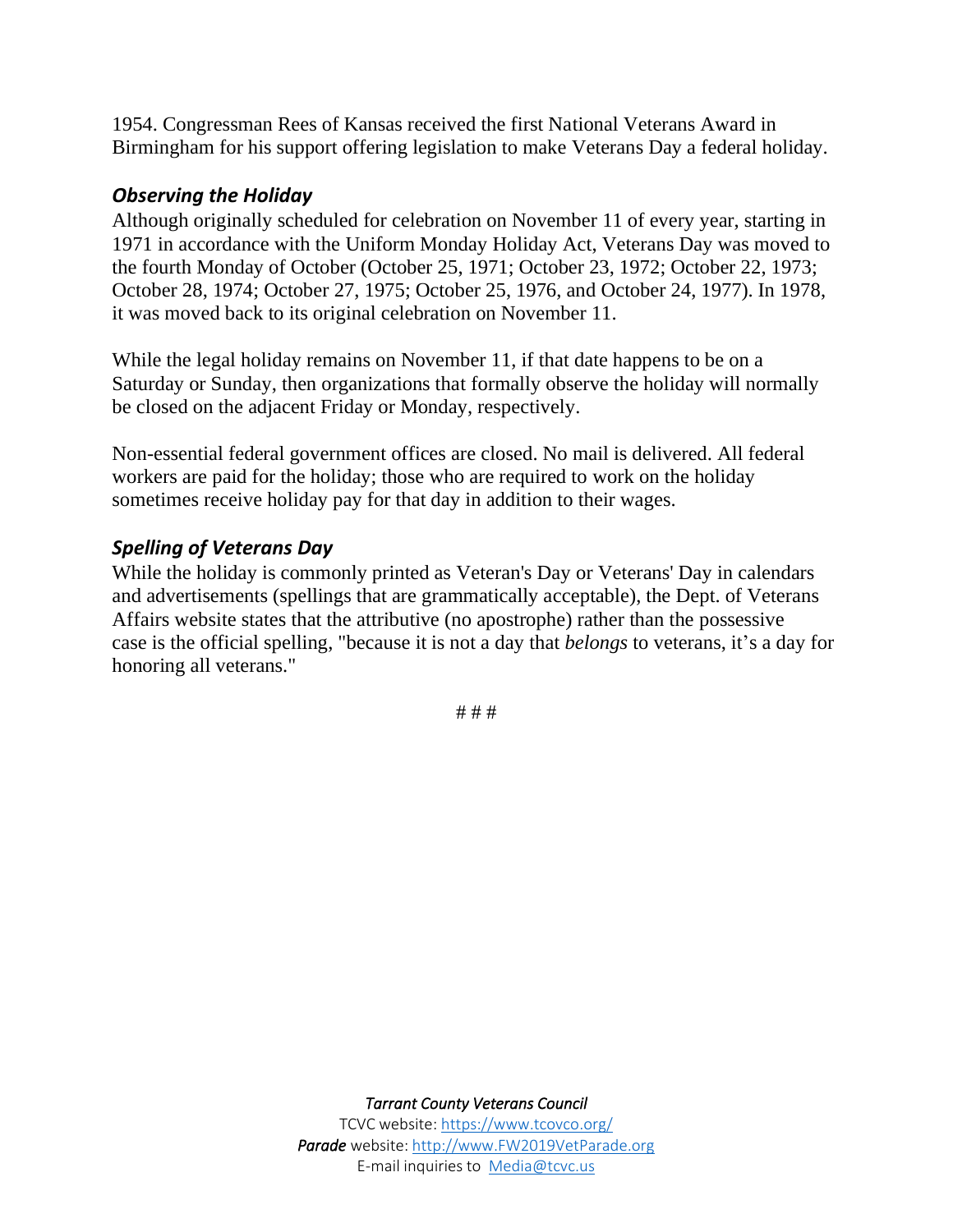1954. Congressman Rees of Kansas received the first National Veterans Award in Birmingham for his support offering legislation to make Veterans Day a federal holiday.

### *Observing the Holiday*

Although originally scheduled for celebration on November 11 of every year, starting in 1971 in accordance with the Uniform Monday Holiday Act, Veterans Day was moved to the fourth Monday of October (October 25, 1971; October 23, 1972; October 22, 1973; October 28, 1974; October 27, 1975; October 25, 1976, and October 24, 1977). In 1978, it was moved back to its original celebration on November 11.

While the legal holiday remains on November 11, if that date happens to be on a Saturday or Sunday, then organizations that formally observe the holiday will normally be closed on the adjacent Friday or Monday, respectively.

Non-essential federal government offices are closed. No mail is delivered. All federal workers are paid for the holiday; those who are required to work on the holiday sometimes receive holiday pay for that day in addition to their wages.

### *Spelling of Veterans Day*

While the holiday is commonly printed as Veteran's Day or Veterans' Day in calendars and advertisements (spellings that are grammatically acceptable), the Dept. of Veterans Affairs website states that the attributive (no apostrophe) rather than the possessive case is the official spelling, "because it is not a day that *belongs* to veterans, it's a day for honoring all veterans."

# # #

*Tarrant County Veterans Council*
TCVC website: https://www.tcovco.org/
*Parade* website: http://www.FW2019VetParade.org
E-mail inquiries to Media@tcvc.us